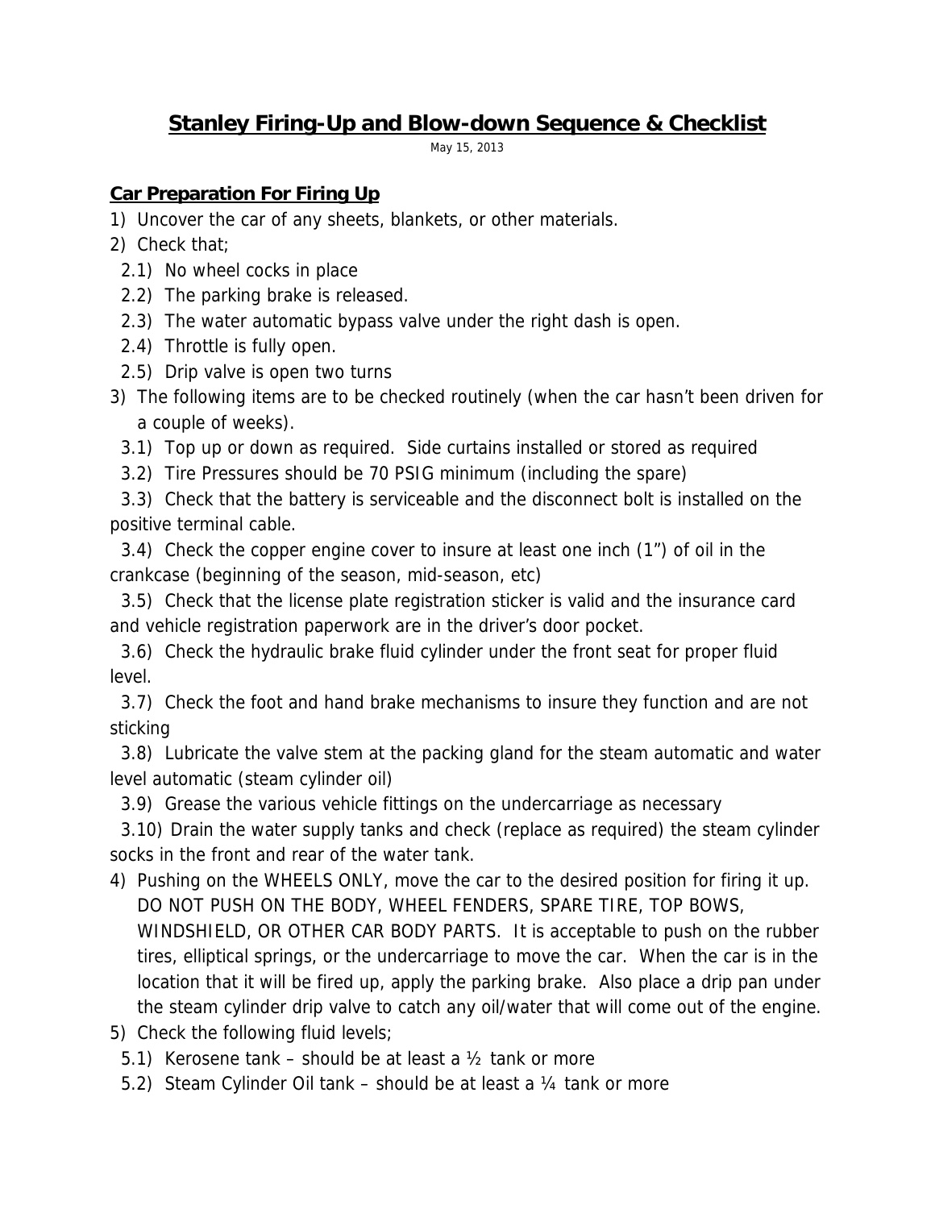# Stanley Firing-Up and Blow-down Sequence & Checklist

May 15, 2013

## Car Preparation For Firing Up

1) Uncover the car of any sheets, blankets, or other materials.
2) Check that;
   - 2.1) No wheel cocks in place
   - 2.2) The parking brake is released.
   - 2.3) The water automatic bypass valve under the right dash is open.
   - 2.4) Throttle is fully open.
   - 2.5) Drip valve is open two turns
3) The following items are to be checked routinely (when the car hasn't been driven for a couple of weeks).
   - 3.1) Top up or down as required. Side curtains installed or stored as required
   - 3.2) Tire Pressures should be 70 PSIG minimum (including the spare)
   - 3.3) Check that the battery is serviceable and the disconnect bolt is installed on the positive terminal cable.
   - 3.4) Check the copper engine cover to insure at least one inch (1") of oil in the crankcase (beginning of the season, mid-season, etc)
   - 3.5) Check that the license plate registration sticker is valid and the insurance card and vehicle registration paperwork are in the driver's door pocket.
   - 3.6) Check the hydraulic brake fluid cylinder under the front seat for proper fluid level.
   - 3.7) Check the foot and hand brake mechanisms to insure they function and are not sticking
   - 3.8) Lubricate the valve stem at the packing gland for the steam automatic and water level automatic (steam cylinder oil)
   - 3.9) Grease the various vehicle fittings on the undercarriage as necessary
   - 3.10) Drain the water supply tanks and check (replace as required) the steam cylinder socks in the front and rear of the water tank.
4) Pushing on the WHEELS ONLY, move the car to the desired position for firing it up. DO NOT PUSH ON THE BODY, WHEEL FENDERS, SPARE TIRE, TOP BOWS, WINDSHIELD, OR OTHER CAR BODY PARTS. It is acceptable to push on the rubber tires, elliptical springs, or the undercarriage to move the car. When the car is in the location that it will be fired up, apply the parking brake. Also place a drip pan under the steam cylinder drip valve to catch any oil/water that will come out of the engine.
5) Check the following fluid levels;
   - 5.1) Kerosene tank – should be at least a ½ tank or more
   - 5.2) Steam Cylinder Oil tank – should be at least a ¼ tank or more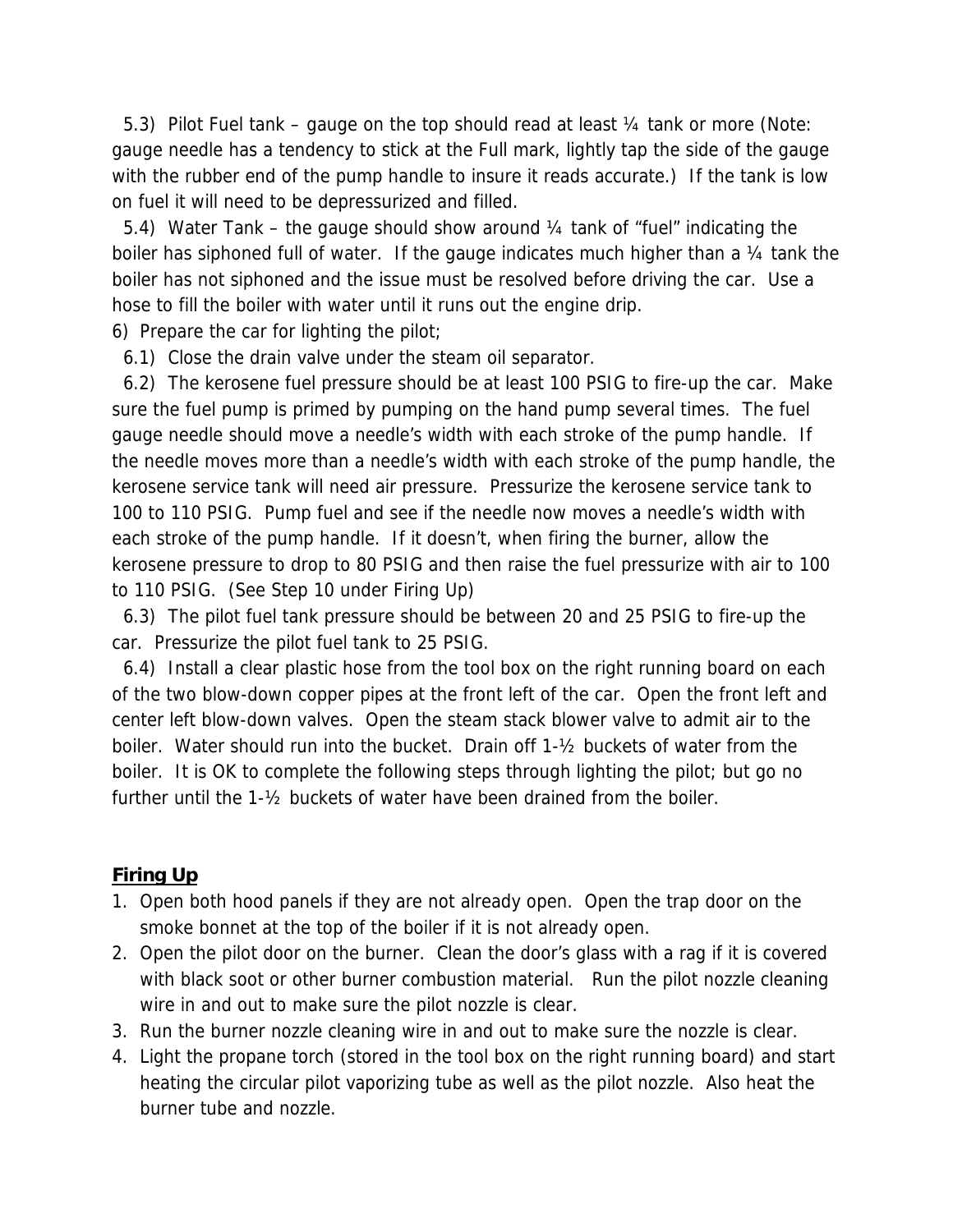5.3) Pilot Fuel tank – gauge on the top should read at least ¼ tank or more (Note: gauge needle has a tendency to stick at the Full mark, lightly tap the side of the gauge with the rubber end of the pump handle to insure it reads accurate.) If the tank is low on fuel it will need to be depressurized and filled.

5.4) Water Tank – the gauge should show around ¼ tank of "fuel" indicating the boiler has siphoned full of water. If the gauge indicates much higher than a ¼ tank the boiler has not siphoned and the issue must be resolved before driving the car. Use a hose to fill the boiler with water until it runs out the engine drip.

6) Prepare the car for lighting the pilot;

6.1) Close the drain valve under the steam oil separator.

6.2) The kerosene fuel pressure should be at least 100 PSIG to fire-up the car. Make sure the fuel pump is primed by pumping on the hand pump several times. The fuel gauge needle should move a needle's width with each stroke of the pump handle. If the needle moves more than a needle's width with each stroke of the pump handle, the kerosene service tank will need air pressure. Pressurize the kerosene service tank to 100 to 110 PSIG. Pump fuel and see if the needle now moves a needle's width with each stroke of the pump handle. If it doesn't, when firing the burner, allow the kerosene pressure to drop to 80 PSIG and then raise the fuel pressurize with air to 100 to 110 PSIG. (See Step 10 under Firing Up)

6.3) The pilot fuel tank pressure should be between 20 and 25 PSIG to fire-up the car. Pressurize the pilot fuel tank to 25 PSIG.

6.4) Install a clear plastic hose from the tool box on the right running board on each of the two blow-down copper pipes at the front left of the car. Open the front left and center left blow-down valves. Open the steam stack blower valve to admit air to the boiler. Water should run into the bucket. Drain off 1-½ buckets of water from the boiler. It is OK to complete the following steps through lighting the pilot; but go no further until the 1-½ buckets of water have been drained from the boiler.

## **Firing Up**

1. Open both hood panels if they are not already open. Open the trap door on the smoke bonnet at the top of the boiler if it is not already open.
2. Open the pilot door on the burner. Clean the door's glass with a rag if it is covered with black soot or other burner combustion material. Run the pilot nozzle cleaning wire in and out to make sure the pilot nozzle is clear.
3. Run the burner nozzle cleaning wire in and out to make sure the nozzle is clear.
4. Light the propane torch (stored in the tool box on the right running board) and start heating the circular pilot vaporizing tube as well as the pilot nozzle. Also heat the burner tube and nozzle.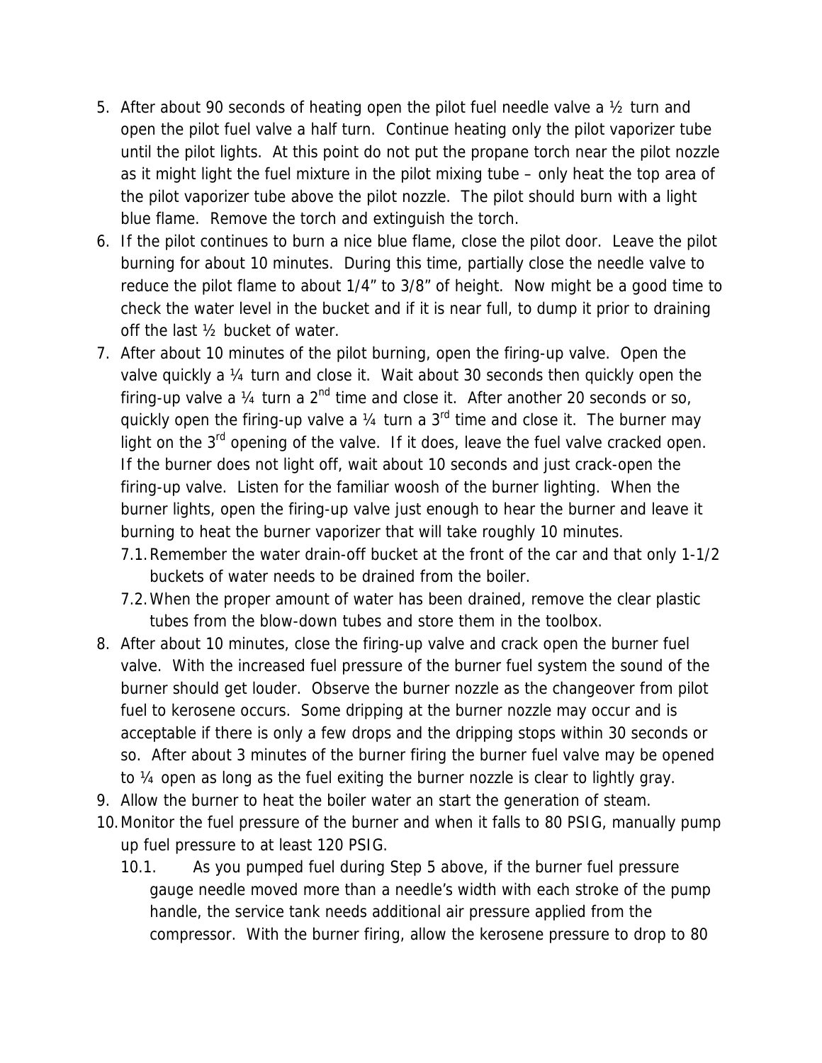5. After about 90 seconds of heating open the pilot fuel needle valve a ½ turn and open the pilot fuel valve a half turn. Continue heating only the pilot vaporizer tube until the pilot lights. At this point do not put the propane torch near the pilot nozzle as it might light the fuel mixture in the pilot mixing tube – only heat the top area of the pilot vaporizer tube above the pilot nozzle. The pilot should burn with a light blue flame. Remove the torch and extinguish the torch.
6. If the pilot continues to burn a nice blue flame, close the pilot door. Leave the pilot burning for about 10 minutes. During this time, partially close the needle valve to reduce the pilot flame to about 1/4" to 3/8" of height. Now might be a good time to check the water level in the bucket and if it is near full, to dump it prior to draining off the last ½ bucket of water.
7. After about 10 minutes of the pilot burning, open the firing-up valve. Open the valve quickly a ¼ turn and close it. Wait about 30 seconds then quickly open the firing-up valve a ¼ turn a 2nd time and close it. After another 20 seconds or so, quickly open the firing-up valve a ¼ turn a 3rd time and close it. The burner may light on the 3rd opening of the valve. If it does, leave the fuel valve cracked open. If the burner does not light off, wait about 10 seconds and just crack-open the firing-up valve. Listen for the familiar woosh of the burner lighting. When the burner lights, open the firing-up valve just enough to hear the burner and leave it burning to heat the burner vaporizer that will take roughly 10 minutes.
   - 7.1. Remember the water drain-off bucket at the front of the car and that only 1-1/2 buckets of water needs to be drained from the boiler.
   - 7.2. When the proper amount of water has been drained, remove the clear plastic tubes from the blow-down tubes and store them in the toolbox.
8. After about 10 minutes, close the firing-up valve and crack open the burner fuel valve. With the increased fuel pressure of the burner fuel system the sound of the burner should get louder. Observe the burner nozzle as the changeover from pilot fuel to kerosene occurs. Some dripping at the burner nozzle may occur and is acceptable if there is only a few drops and the dripping stops within 30 seconds or so. After about 3 minutes of the burner firing the burner fuel valve may be opened to ¼ open as long as the fuel exiting the burner nozzle is clear to lightly gray.
9. Allow the burner to heat the boiler water an start the generation of steam.
10. Monitor the fuel pressure of the burner and when it falls to 80 PSIG, manually pump up fuel pressure to at least 120 PSIG.
    - 10.1. As you pumped fuel during Step 5 above, if the burner fuel pressure gauge needle moved more than a needle's width with each stroke of the pump handle, the service tank needs additional air pressure applied from the compressor. With the burner firing, allow the kerosene pressure to drop to 80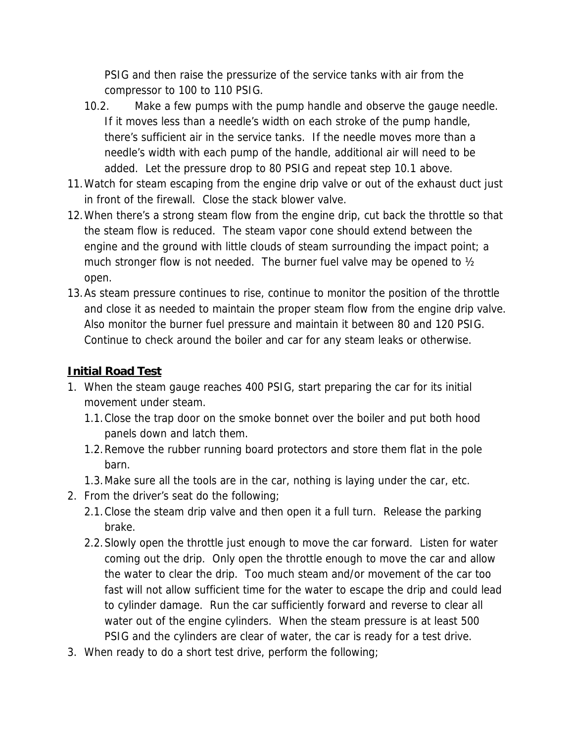PSIG and then raise the pressurize of the service tanks with air from the compressor to 100 to 110 PSIG.

10.2. Make a few pumps with the pump handle and observe the gauge needle. If it moves less than a needle's width on each stroke of the pump handle, there's sufficient air in the service tanks. If the needle moves more than a needle's width with each pump of the handle, additional air will need to be added. Let the pressure drop to 80 PSIG and repeat step 10.1 above.

11. Watch for steam escaping from the engine drip valve or out of the exhaust duct just in front of the firewall. Close the stack blower valve.
12. When there's a strong steam flow from the engine drip, cut back the throttle so that the steam flow is reduced. The steam vapor cone should extend between the engine and the ground with little clouds of steam surrounding the impact point; a much stronger flow is not needed. The burner fuel valve may be opened to ½ open.
13. As steam pressure continues to rise, continue to monitor the position of the throttle and close it as needed to maintain the proper steam flow from the engine drip valve. Also monitor the burner fuel pressure and maintain it between 80 and 120 PSIG. Continue to check around the boiler and car for any steam leaks or otherwise.

## Initial Road Test

1. When the steam gauge reaches 400 PSIG, start preparing the car for its initial movement under steam.
   - 1.1. Close the trap door on the smoke bonnet over the boiler and put both hood panels down and latch them.
   - 1.2. Remove the rubber running board protectors and store them flat in the pole barn.
   - 1.3. Make sure all the tools are in the car, nothing is laying under the car, etc.
2. From the driver's seat do the following;
   - 2.1. Close the steam drip valve and then open it a full turn. Release the parking brake.
   - 2.2. Slowly open the throttle just enough to move the car forward. Listen for water coming out the drip. Only open the throttle enough to move the car and allow the water to clear the drip. Too much steam and/or movement of the car too fast will not allow sufficient time for the water to escape the drip and could lead to cylinder damage. Run the car sufficiently forward and reverse to clear all water out of the engine cylinders. When the steam pressure is at least 500 PSIG and the cylinders are clear of water, the car is ready for a test drive.
3. When ready to do a short test drive, perform the following;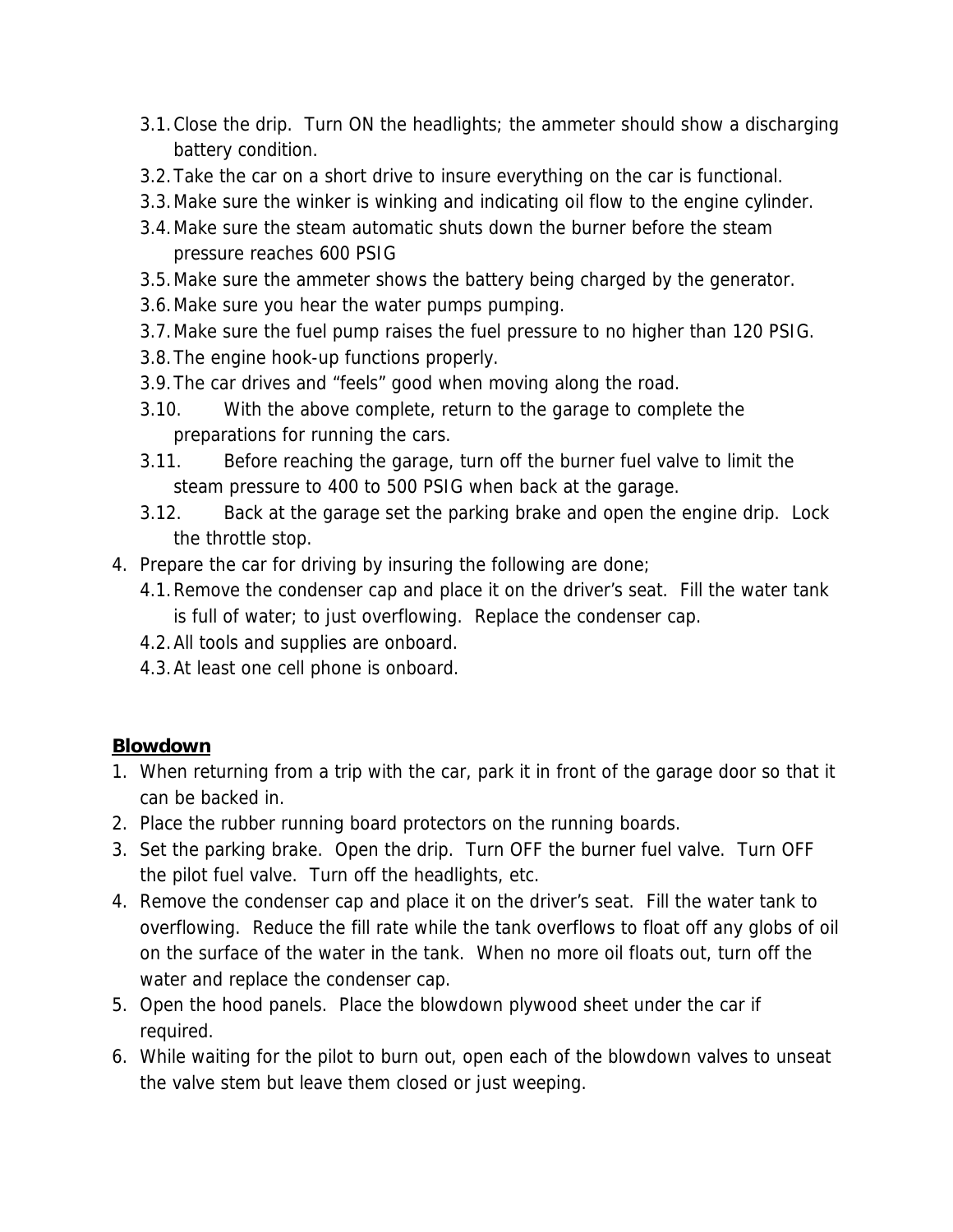3.1. Close the drip. Turn ON the headlights; the ammeter should show a discharging battery condition.
   3.2. Take the car on a short drive to insure everything on the car is functional.
   3.3. Make sure the winker is winking and indicating oil flow to the engine cylinder.
   3.4. Make sure the steam automatic shuts down the burner before the steam pressure reaches 600 PSIG
   3.5. Make sure the ammeter shows the battery being charged by the generator.
   3.6. Make sure you hear the water pumps pumping.
   3.7. Make sure the fuel pump raises the fuel pressure to no higher than 120 PSIG.
   3.8. The engine hook-up functions properly.
   3.9. The car drives and "feels" good when moving along the road.
   3.10. With the above complete, return to the garage to complete the preparations for running the cars.
   3.11. Before reaching the garage, turn off the burner fuel valve to limit the steam pressure to 400 to 500 PSIG when back at the garage.
   3.12. Back at the garage set the parking brake and open the engine drip. Lock the throttle stop.
4. Prepare the car for driving by insuring the following are done;
   4.1. Remove the condenser cap and place it on the driver's seat. Fill the water tank is full of water; to just overflowing. Replace the condenser cap.
   4.2. All tools and supplies are onboard.
   4.3. At least one cell phone is onboard.

## **Blowdown**

1. When returning from a trip with the car, park it in front of the garage door so that it can be backed in.
2. Place the rubber running board protectors on the running boards.
3. Set the parking brake. Open the drip. Turn OFF the burner fuel valve. Turn OFF the pilot fuel valve. Turn off the headlights, etc.
4. Remove the condenser cap and place it on the driver's seat. Fill the water tank to overflowing. Reduce the fill rate while the tank overflows to float off any globs of oil on the surface of the water in the tank. When no more oil floats out, turn off the water and replace the condenser cap.
5. Open the hood panels. Place the blowdown plywood sheet under the car if required.
6. While waiting for the pilot to burn out, open each of the blowdown valves to unseat the valve stem but leave them closed or just weeping.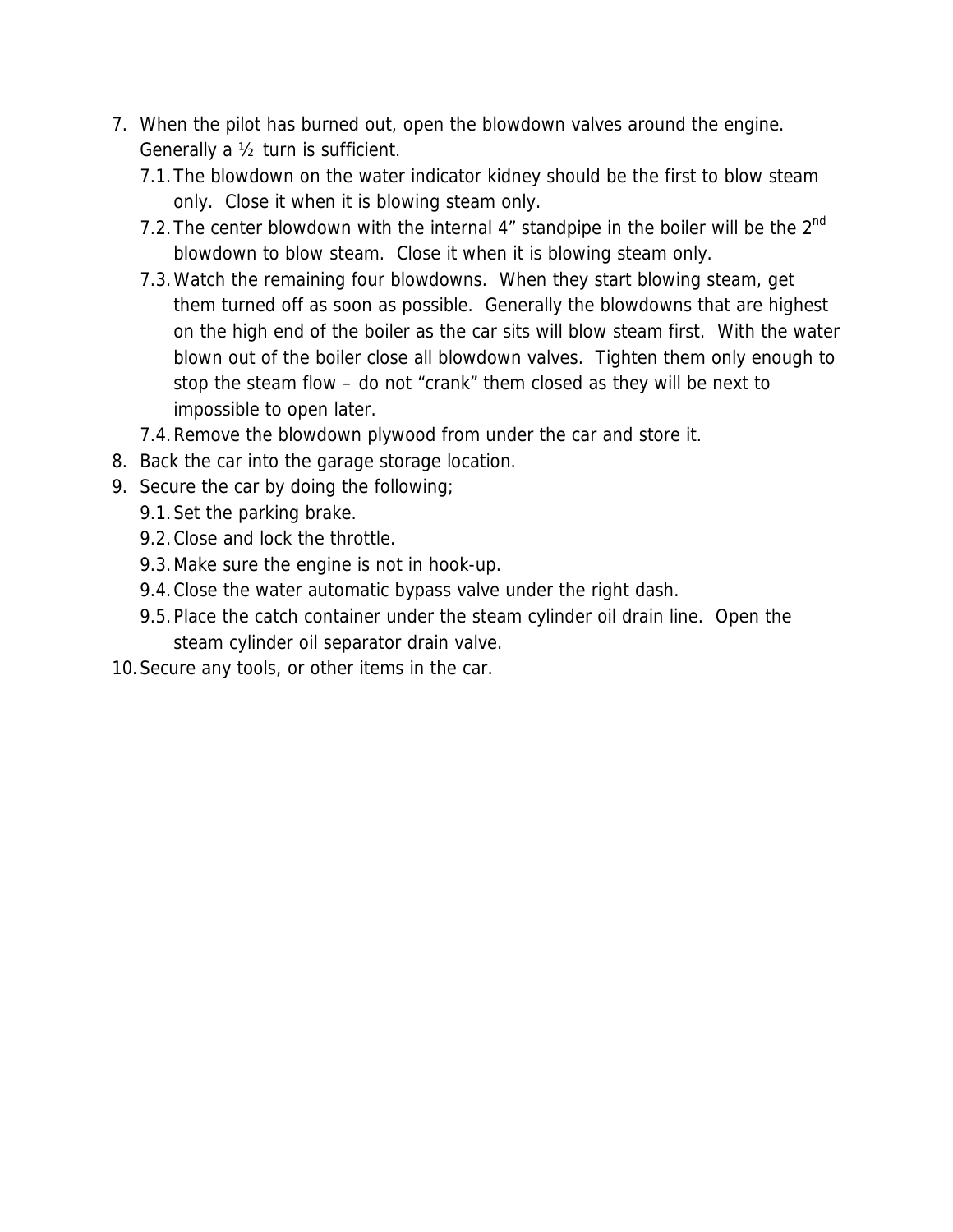7. When the pilot has burned out, open the blowdown valves around the engine. Generally a ½ turn is sufficient.
   7.1. The blowdown on the water indicator kidney should be the first to blow steam only. Close it when it is blowing steam only.
   7.2. The center blowdown with the internal 4" standpipe in the boiler will be the 2nd blowdown to blow steam. Close it when it is blowing steam only.
   7.3. Watch the remaining four blowdowns. When they start blowing steam, get them turned off as soon as possible. Generally the blowdowns that are highest on the high end of the boiler as the car sits will blow steam first. With the water blown out of the boiler close all blowdown valves. Tighten them only enough to stop the steam flow – do not "crank" them closed as they will be next to impossible to open later.
   7.4. Remove the blowdown plywood from under the car and store it.
8. Back the car into the garage storage location.
9. Secure the car by doing the following;
   9.1. Set the parking brake.
   9.2. Close and lock the throttle.
   9.3. Make sure the engine is not in hook-up.
   9.4. Close the water automatic bypass valve under the right dash.
   9.5. Place the catch container under the steam cylinder oil drain line. Open the steam cylinder oil separator drain valve.
10. Secure any tools, or other items in the car.